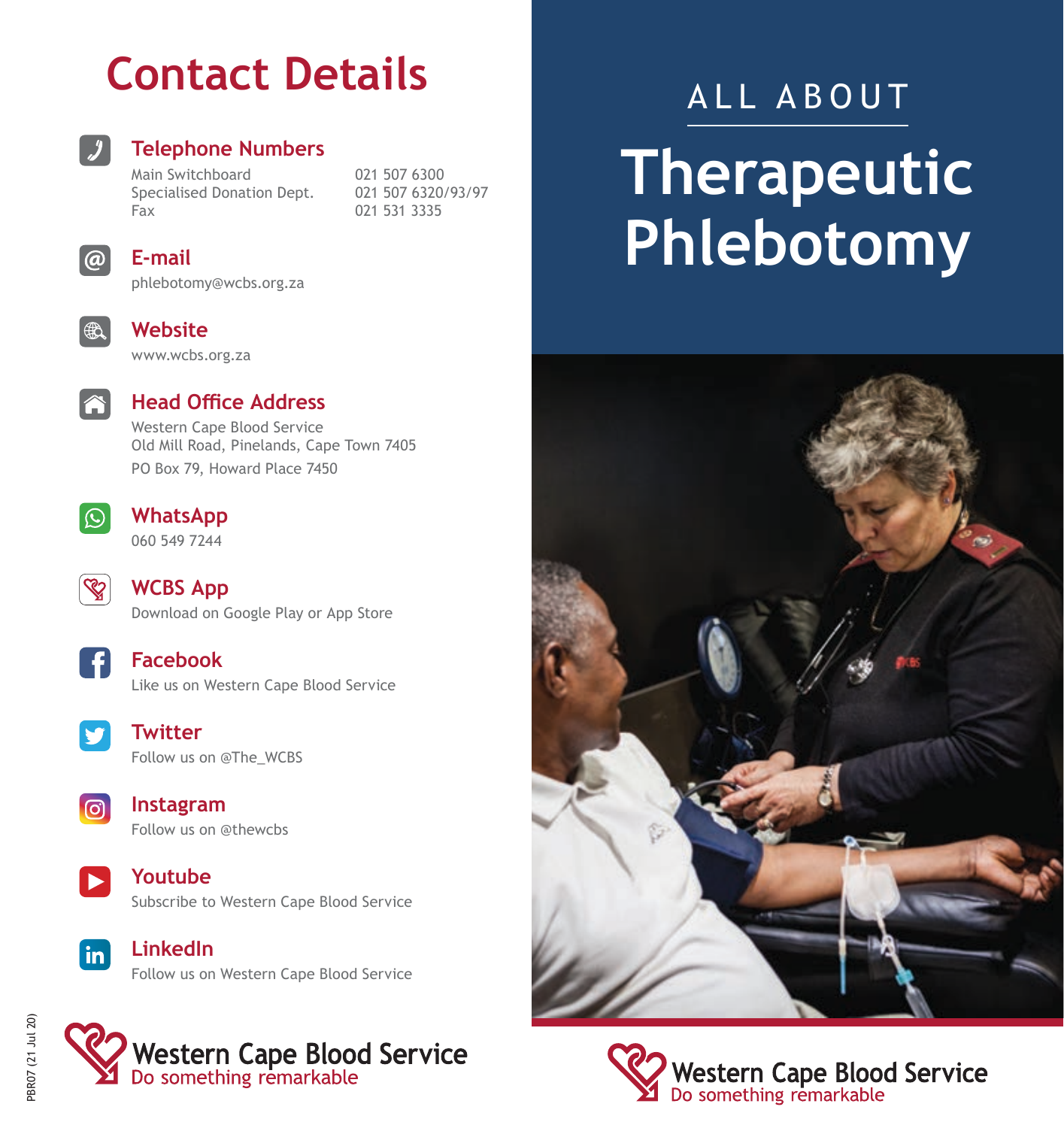# Contact Details

## Telephone Numbers

| | |
|---|---|
| Main Switchboard | 021 507 6300 |
| Specialised Donation Dept. | 021 507 6320/93/97 |
| Fax | 021 531 3335 |

## E-mail

phlebotomy@wcbs.org.za

## Website

www.wcbs.org.za

## Head Office Address

Western Cape Blood Service
Old Mill Road, Pinelands, Cape Town 7405

PO Box 79, Howard Place 7450

## WhatsApp

060 549 7244

## WCBS App

Download on Google Play or App Store

## Facebook

Like us on Western Cape Blood Service

## Twitter

Follow us on @The_WCBS

## Instagram

Follow us on @thewcbs

## Youtube

Subscribe to Western Cape Blood Service

## LinkedIn

Follow us on Western Cape Blood Service

Western Cape Blood Service
Do something remarkable

PBR07 (21 Jul 20)

ALL ABOUT

# Therapeutic Phlebotomy

Western Cape Blood Service
Do something remarkable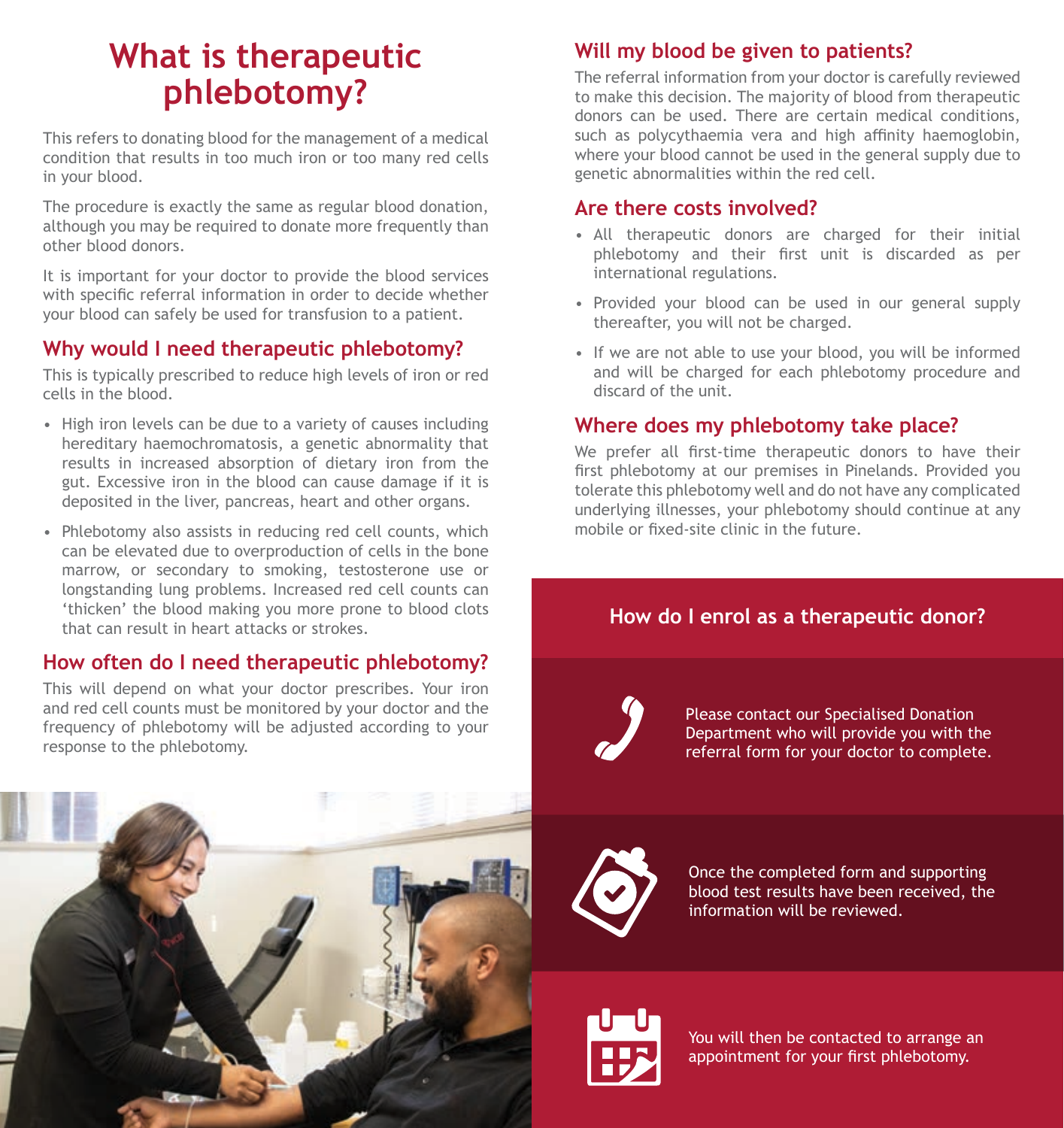# What is therapeutic phlebotomy?

This refers to donating blood for the management of a medical condition that results in too much iron or too many red cells in your blood.

The procedure is exactly the same as regular blood donation, although you may be required to donate more frequently than other blood donors.

It is important for your doctor to provide the blood services with specific referral information in order to decide whether your blood can safely be used for transfusion to a patient.

## Why would I need therapeutic phlebotomy?

This is typically prescribed to reduce high levels of iron or red cells in the blood.

- High iron levels can be due to a variety of causes including hereditary haemochromatosis, a genetic abnormality that results in increased absorption of dietary iron from the gut. Excessive iron in the blood can cause damage if it is deposited in the liver, pancreas, heart and other organs.
- Phlebotomy also assists in reducing red cell counts, which can be elevated due to overproduction of cells in the bone marrow, or secondary to smoking, testosterone use or longstanding lung problems. Increased red cell counts can 'thicken' the blood making you more prone to blood clots that can result in heart attacks or strokes.

## How often do I need therapeutic phlebotomy?

This will depend on what your doctor prescribes. Your iron and red cell counts must be monitored by your doctor and the frequency of phlebotomy will be adjusted according to your response to the phlebotomy.

## Will my blood be given to patients?

The referral information from your doctor is carefully reviewed to make this decision. The majority of blood from therapeutic donors can be used. There are certain medical conditions, such as polycythaemia vera and high affinity haemoglobin, where your blood cannot be used in the general supply due to genetic abnormalities within the red cell.

## Are there costs involved?

- All therapeutic donors are charged for their initial phlebotomy and their first unit is discarded as per international regulations.
- Provided your blood can be used in our general supply thereafter, you will not be charged.
- If we are not able to use your blood, you will be informed and will be charged for each phlebotomy procedure and discard of the unit.

## Where does my phlebotomy take place?

We prefer all first-time therapeutic donors to have their first phlebotomy at our premises in Pinelands. Provided you tolerate this phlebotomy well and do not have any complicated underlying illnesses, your phlebotomy should continue at any mobile or fixed-site clinic in the future.

## How do I enrol as a therapeutic donor?

Please contact our Specialised Donation Department who will provide you with the referral form for your doctor to complete.

Once the completed form and supporting blood test results have been received, the information will be reviewed.

You will then be contacted to arrange an appointment for your first phlebotomy.